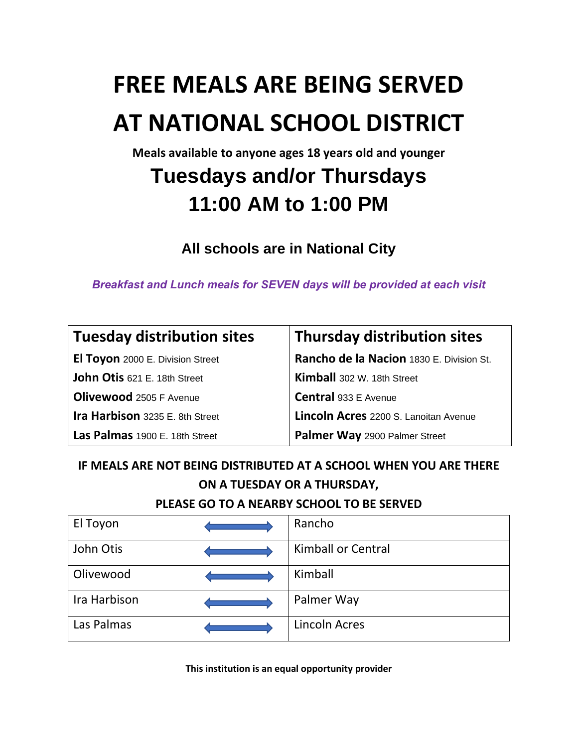# FREE MEALS ARE BEING SERVED AT NATIONAL SCHOOL DISTRICT

**Meals available to anyone ages 18 years old and younger**

## Tuesdays and/or Thursdays

## 11:00 AM to 1:00 PM

### All schools are in National City

***Breakfast and Lunch meals for SEVEN days will be provided at each visit***

| Tuesday distribution sites | Thursday distribution sites |
|---|---|
| **El Toyon** 2000 E. Division Street | **Rancho de la Nacion** 1830 E. Division St. |
| **John Otis** 621 E. 18th Street | **Kimball** 302 W. 18th Street |
| **Olivewood** 2505 F Avenue | **Central** 933 E Avenue |
| **Ira Harbison** 3235 E. 8th Street | **Lincoln Acres** 2200 S. Lanoitan Avenue |
| **Las Palmas** 1900 E. 18th Street | **Palmer Way** 2900 Palmer Street |

**IF MEALS ARE NOT BEING DISTRIBUTED AT A SCHOOL WHEN YOU ARE THERE ON A TUESDAY OR A THURSDAY,**

**PLEASE GO TO A NEARBY SCHOOL TO BE SERVED**

| | | |
|---|---|---|
| El Toyon | ⟷ | Rancho |
| John Otis | ⟷ | Kimball or Central |
| Olivewood | ⟷ | Kimball |
| Ira Harbison | ⟷ | Palmer Way |
| Las Palmas | ⟷ | Lincoln Acres |

**This institution is an equal opportunity provider**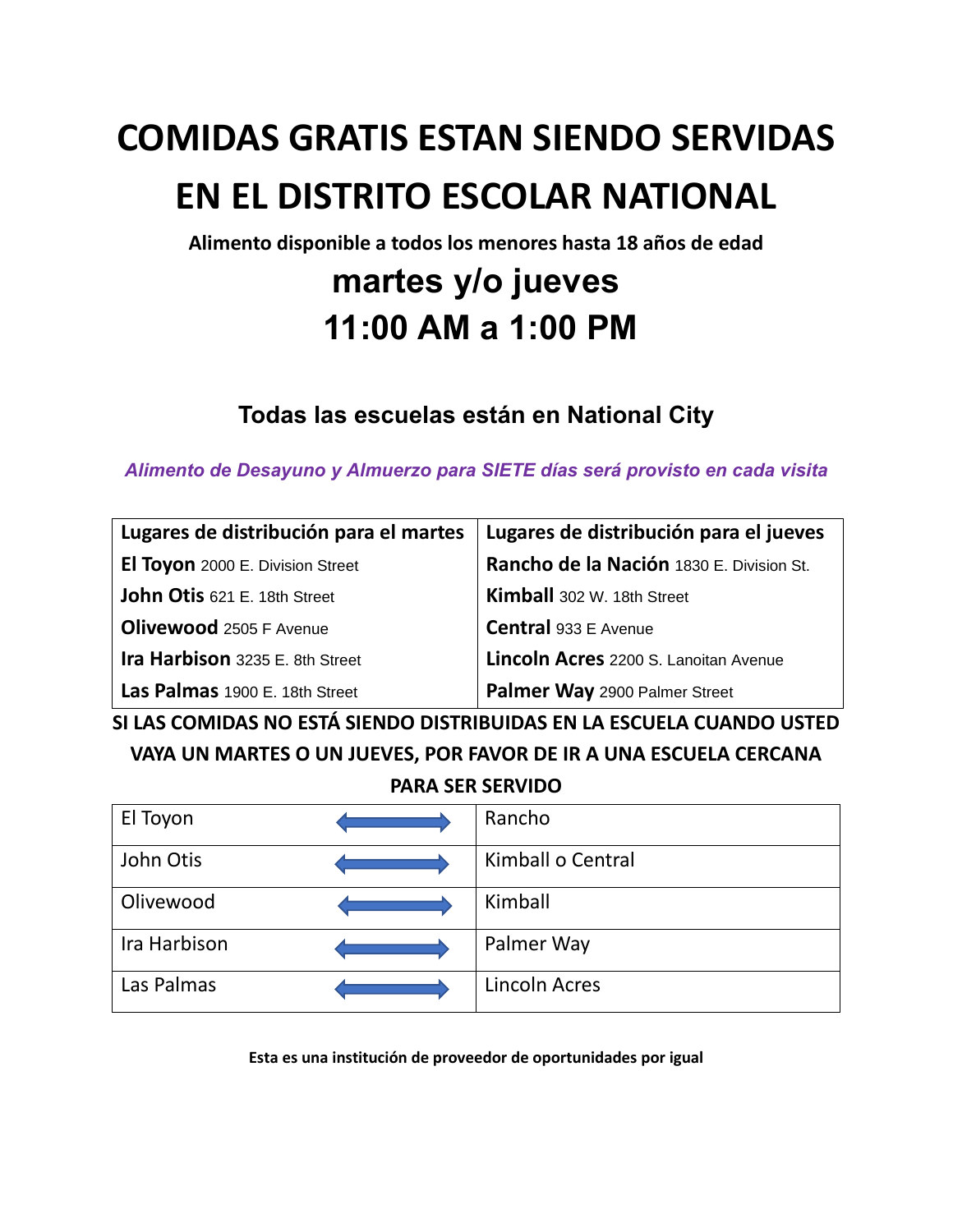# COMIDAS GRATIS ESTAN SIENDO SERVIDAS EN EL DISTRITO ESCOLAR NATIONAL

**Alimento disponible a todos los menores hasta 18 años de edad**

## martes y/o jueves

## 11:00 AM a 1:00 PM

### Todas las escuelas están en National City

***Alimento de Desayuno y Almuerzo para SIETE días será provisto en cada visita***

| Lugares de distribución para el martes | Lugares de distribución para el jueves |
|---|---|
| **El Toyon** 2000 E. Division Street | **Rancho de la Nación** 1830 E. Division St. |
| **John Otis** 621 E. 18th Street | **Kimball** 302 W. 18th Street |
| **Olivewood** 2505 F Avenue | **Central** 933 E Avenue |
| **Ira Harbison** 3235 E. 8th Street | **Lincoln Acres** 2200 S. Lanoitan Avenue |
| **Las Palmas** 1900 E. 18th Street | **Palmer Way** 2900 Palmer Street |

**SI LAS COMIDAS NO ESTÁ SIENDO DISTRIBUIDAS EN LA ESCUELA CUANDO USTED VAYA UN MARTES O UN JUEVES, POR FAVOR DE IR A UNA ESCUELA CERCANA PARA SER SERVIDO**

| | |
|---|---|
| El Toyon ↔ | Rancho |
| John Otis ↔ | Kimball o Central |
| Olivewood ↔ | Kimball |
| Ira Harbison ↔ | Palmer Way |
| Las Palmas ↔ | Lincoln Acres |

**Esta es una institución de proveedor de oportunidades por igual**